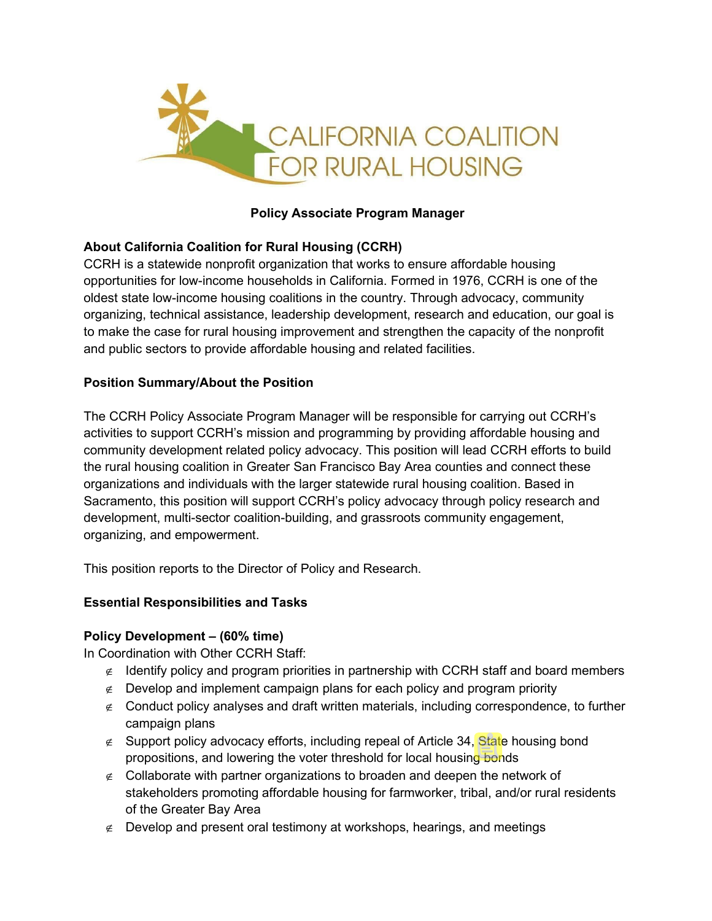CALIFORNIA COALITION FOR RURAL HOUSING

**Policy Associate Program Manager**

**About California Coalition for Rural Housing (CCRH)**

CCRH is a statewide nonprofit organization that works to ensure affordable housing opportunities for low-income households in California. Formed in 1976, CCRH is one of the oldest state low-income housing coalitions in the country. Through advocacy, community organizing, technical assistance, leadership development, research and education, our goal is to make the case for rural housing improvement and strengthen the capacity of the nonprofit and public sectors to provide affordable housing and related facilities.

**Position Summary/About the Position**

The CCRH Policy Associate Program Manager will be responsible for carrying out CCRH's activities to support CCRH's mission and programming by providing affordable housing and community development related policy advocacy. This position will lead CCRH efforts to build the rural housing coalition in Greater San Francisco Bay Area counties and connect these organizations and individuals with the larger statewide rural housing coalition. Based in Sacramento, this position will support CCRH's policy advocacy through policy research and development, multi-sector coalition-building, and grassroots community engagement, organizing, and empowerment.

This position reports to the Director of Policy and Research.

**Essential Responsibilities and Tasks**

**Policy Development – (60% time)**

In Coordination with Other CCRH Staff:

- Identify policy and program priorities in partnership with CCRH staff and board members
- Develop and implement campaign plans for each policy and program priority
- Conduct policy analyses and draft written materials, including correspondence, to further campaign plans
- Support policy advocacy efforts, including repeal of Article 34, State housing bond propositions, and lowering the voter threshold for local housing bonds
- Collaborate with partner organizations to broaden and deepen the network of stakeholders promoting affordable housing for farmworker, tribal, and/or rural residents of the Greater Bay Area
- Develop and present oral testimony at workshops, hearings, and meetings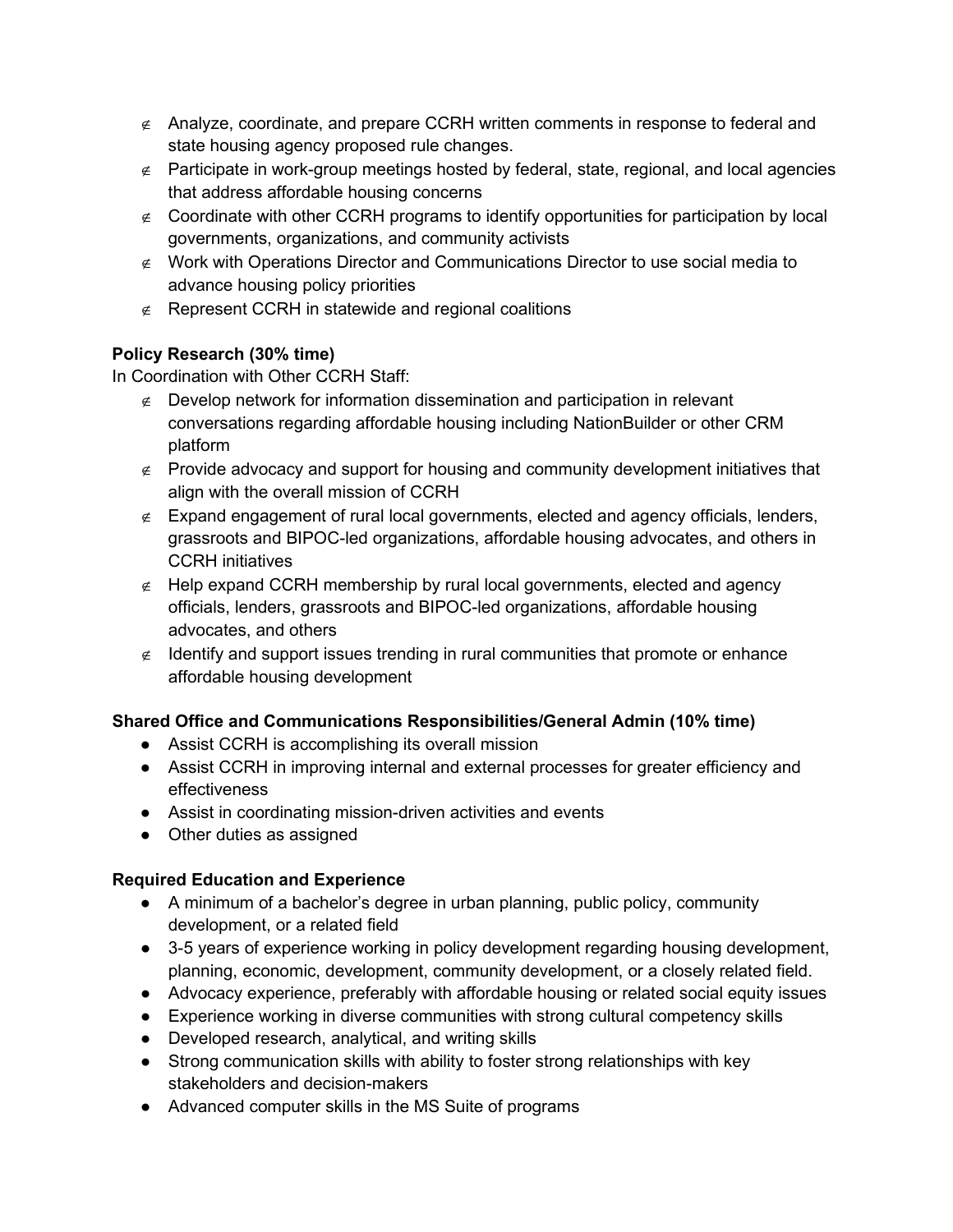- Analyze, coordinate, and prepare CCRH written comments in response to federal and state housing agency proposed rule changes.
- Participate in work-group meetings hosted by federal, state, regional, and local agencies that address affordable housing concerns
- Coordinate with other CCRH programs to identify opportunities for participation by local governments, organizations, and community activists
- Work with Operations Director and Communications Director to use social media to advance housing policy priorities
- Represent CCRH in statewide and regional coalitions

**Policy Research (30% time)**

In Coordination with Other CCRH Staff:

- Develop network for information dissemination and participation in relevant conversations regarding affordable housing including NationBuilder or other CRM platform
- Provide advocacy and support for housing and community development initiatives that align with the overall mission of CCRH
- Expand engagement of rural local governments, elected and agency officials, lenders, grassroots and BIPOC-led organizations, affordable housing advocates, and others in CCRH initiatives
- Help expand CCRH membership by rural local governments, elected and agency officials, lenders, grassroots and BIPOC-led organizations, affordable housing advocates, and others
- Identify and support issues trending in rural communities that promote or enhance affordable housing development

**Shared Office and Communications Responsibilities/General Admin (10% time)**

- Assist CCRH is accomplishing its overall mission
- Assist CCRH in improving internal and external processes for greater efficiency and effectiveness
- Assist in coordinating mission-driven activities and events
- Other duties as assigned

**Required Education and Experience**

- A minimum of a bachelor's degree in urban planning, public policy, community development, or a related field
- 3-5 years of experience working in policy development regarding housing development, planning, economic, development, community development, or a closely related field.
- Advocacy experience, preferably with affordable housing or related social equity issues
- Experience working in diverse communities with strong cultural competency skills
- Developed research, analytical, and writing skills
- Strong communication skills with ability to foster strong relationships with key stakeholders and decision-makers
- Advanced computer skills in the MS Suite of programs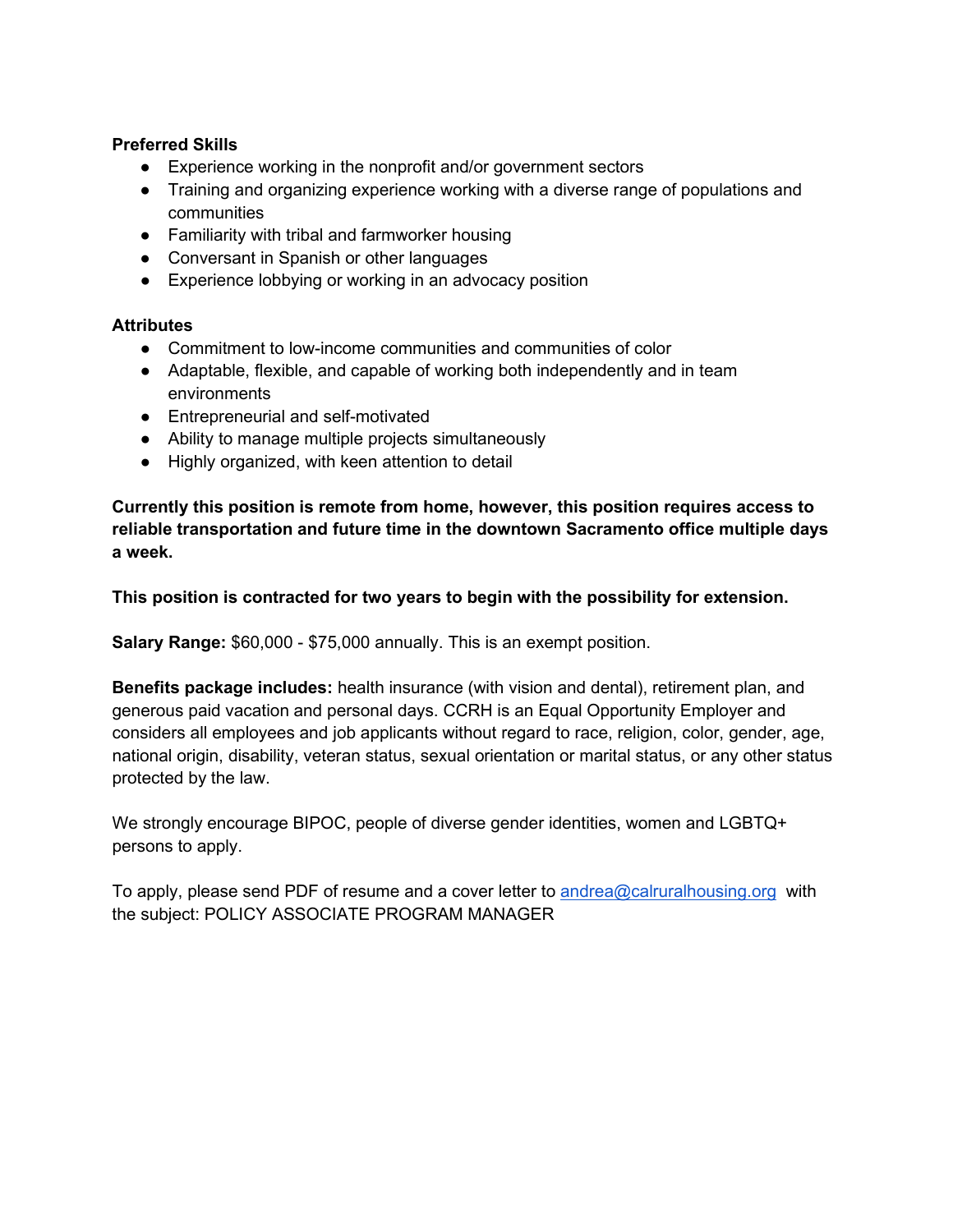**Preferred Skills**

- Experience working in the nonprofit and/or government sectors
- Training and organizing experience working with a diverse range of populations and communities
- Familiarity with tribal and farmworker housing
- Conversant in Spanish or other languages
- Experience lobbying or working in an advocacy position

**Attributes**

- Commitment to low-income communities and communities of color
- Adaptable, flexible, and capable of working both independently and in team environments
- Entrepreneurial and self-motivated
- Ability to manage multiple projects simultaneously
- Highly organized, with keen attention to detail

**Currently this position is remote from home, however, this position requires access to reliable transportation and future time in the downtown Sacramento office multiple days a week.**

**This position is contracted for two years to begin with the possibility for extension.**

**Salary Range:** $60,000 - $75,000 annually. This is an exempt position.

**Benefits package includes:** health insurance (with vision and dental), retirement plan, and generous paid vacation and personal days. CCRH is an Equal Opportunity Employer and considers all employees and job applicants without regard to race, religion, color, gender, age, national origin, disability, veteran status, sexual orientation or marital status, or any other status protected by the law.

We strongly encourage BIPOC, people of diverse gender identities, women and LGBTQ+ persons to apply.

To apply, please send PDF of resume and a cover letter to andrea@calruralhousing.org with the subject: POLICY ASSOCIATE PROGRAM MANAGER